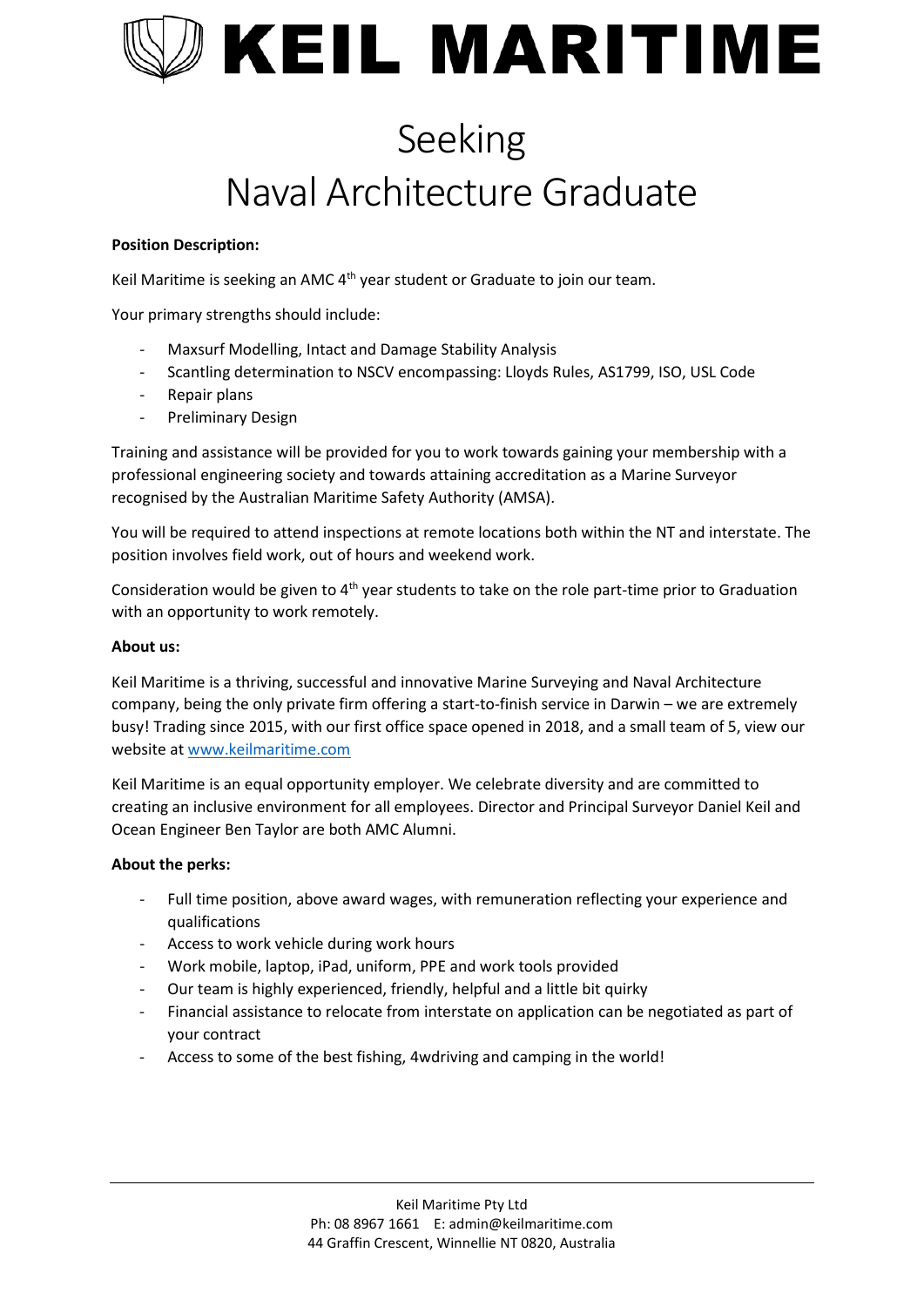# KEIL MARITIME

# Seeking
# Naval Architecture Graduate

**Position Description:**

Keil Maritime is seeking an AMC 4th year student or Graduate to join our team.

Your primary strengths should include:

- Maxsurf Modelling, Intact and Damage Stability Analysis
- Scantling determination to NSCV encompassing: Lloyds Rules, AS1799, ISO, USL Code
- Repair plans
- Preliminary Design

Training and assistance will be provided for you to work towards gaining your membership with a professional engineering society and towards attaining accreditation as a Marine Surveyor recognised by the Australian Maritime Safety Authority (AMSA).

You will be required to attend inspections at remote locations both within the NT and interstate. The position involves field work, out of hours and weekend work.

Consideration would be given to 4th year students to take on the role part-time prior to Graduation with an opportunity to work remotely.

**About us:**

Keil Maritime is a thriving, successful and innovative Marine Surveying and Naval Architecture company, being the only private firm offering a start-to-finish service in Darwin – we are extremely busy! Trading since 2015, with our first office space opened in 2018, and a small team of 5, view our website at www.keilmaritime.com

Keil Maritime is an equal opportunity employer. We celebrate diversity and are committed to creating an inclusive environment for all employees. Director and Principal Surveyor Daniel Keil and Ocean Engineer Ben Taylor are both AMC Alumni.

**About the perks:**

- Full time position, above award wages, with remuneration reflecting your experience and qualifications
- Access to work vehicle during work hours
- Work mobile, laptop, iPad, uniform, PPE and work tools provided
- Our team is highly experienced, friendly, helpful and a little bit quirky
- Financial assistance to relocate from interstate on application can be negotiated as part of your contract
- Access to some of the best fishing, 4wdriving and camping in the world!

Keil Maritime Pty Ltd
Ph: 08 8967 1661 E: admin@keilmaritime.com
44 Graffin Crescent, Winnellie NT 0820, Australia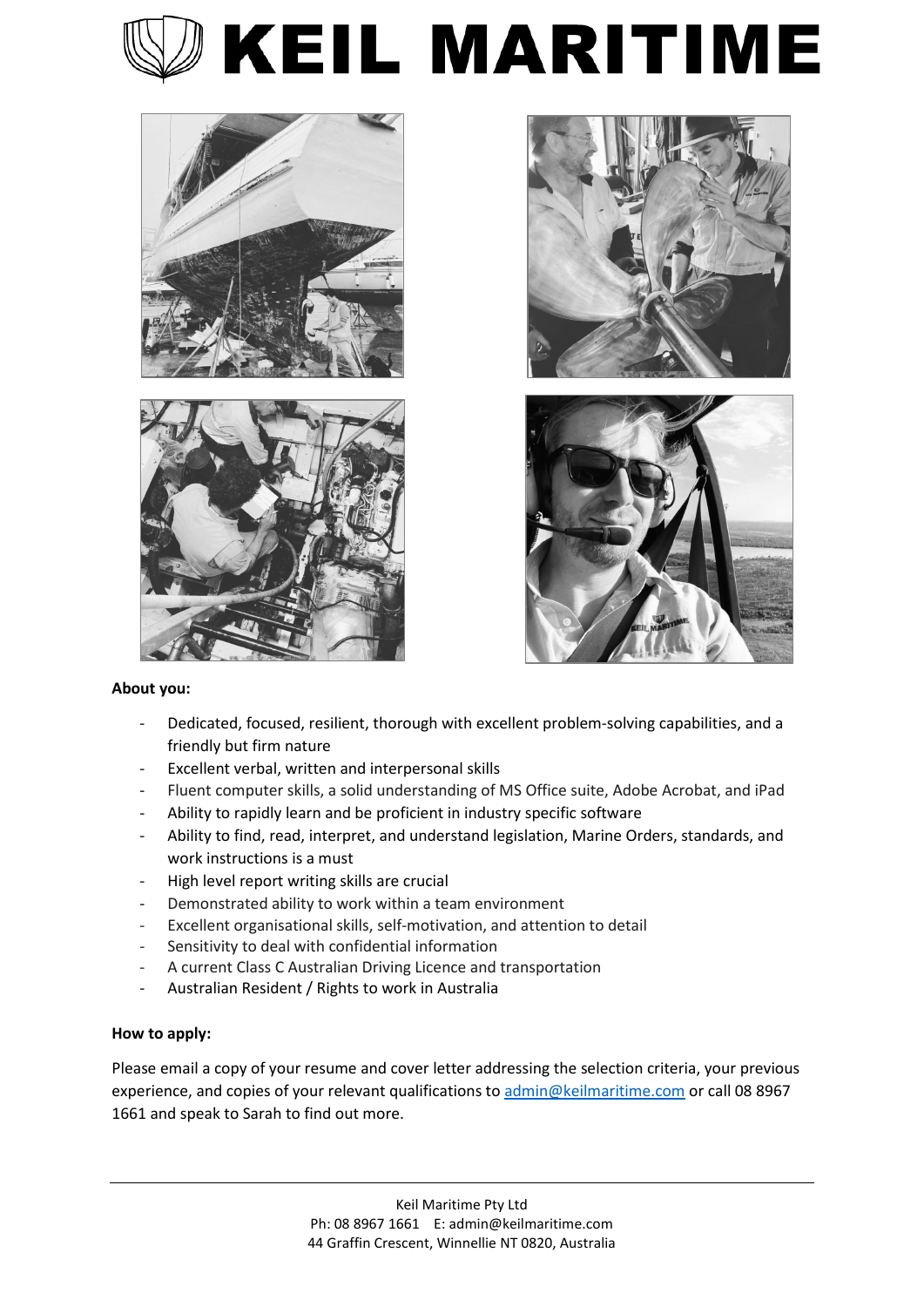# KEIL MARITIME

**About you:**

- Dedicated, focused, resilient, thorough with excellent problem-solving capabilities, and a friendly but firm nature
- Excellent verbal, written and interpersonal skills
- Fluent computer skills, a solid understanding of MS Office suite, Adobe Acrobat, and iPad
- Ability to rapidly learn and be proficient in industry specific software
- Ability to find, read, interpret, and understand legislation, Marine Orders, standards, and work instructions is a must
- High level report writing skills are crucial
- Demonstrated ability to work within a team environment
- Excellent organisational skills, self-motivation, and attention to detail
- Sensitivity to deal with confidential information
- A current Class C Australian Driving Licence and transportation
- Australian Resident / Rights to work in Australia

**How to apply:**

Please email a copy of your resume and cover letter addressing the selection criteria, your previous experience, and copies of your relevant qualifications to admin@keilmaritime.com or call 08 8967 1661 and speak to Sarah to find out more.

Keil Maritime Pty Ltd
Ph: 08 8967 1661 E: admin@keilmaritime.com
44 Graffin Crescent, Winnellie NT 0820, Australia